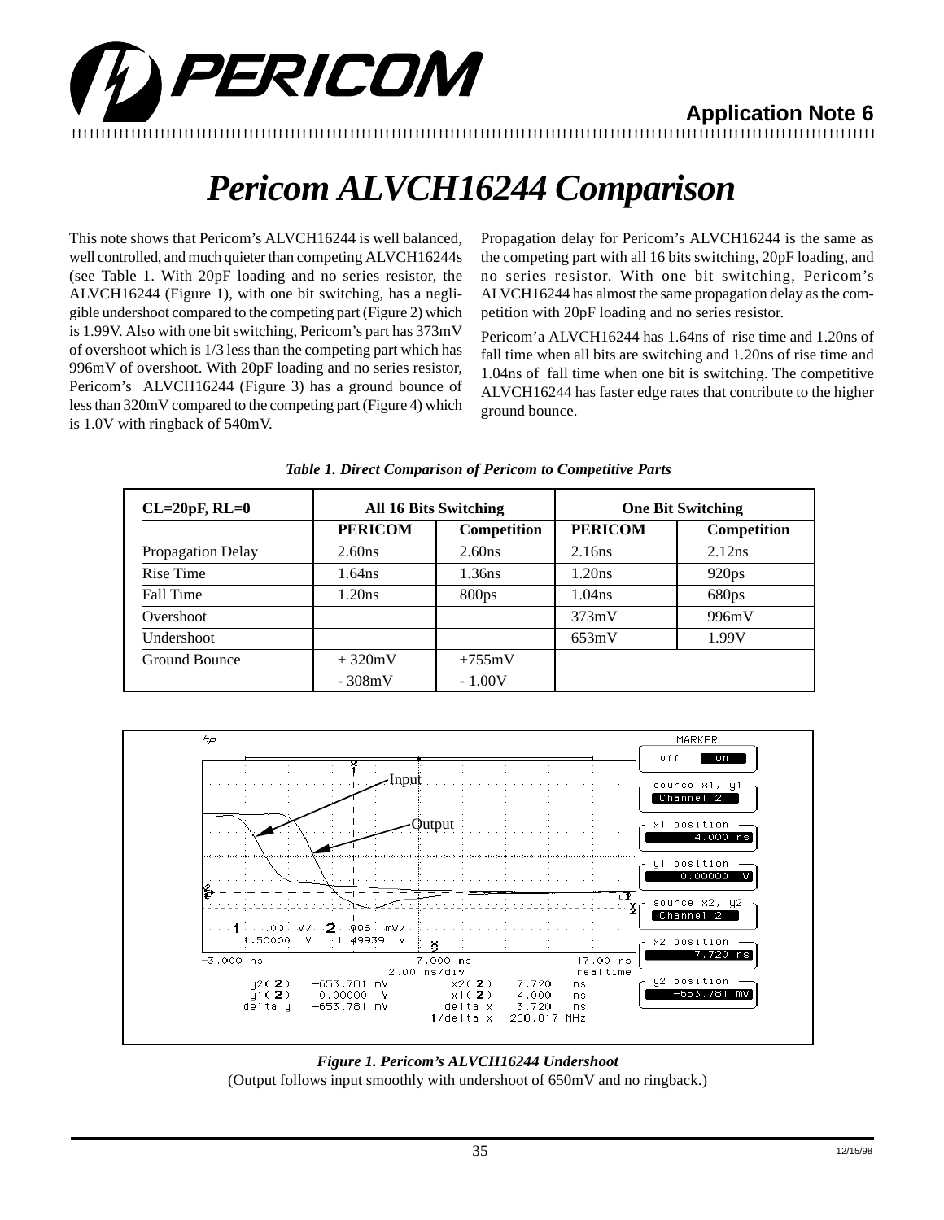# Pericom ALVCH16244 Comparison

This note shows that Pericom's ALVCH16244 is well balanced, well controlled, and much quieter than competing ALVCH16244s (see Table 1. With 20pF loading and no series resistor, the ALVCH16244 (Figure 1), with one bit switching, has a negligible undershoot compared to the competing part (Figure 2) which is 1.99V. Also with one bit switching, Pericom's part has 373mV of overshoot which is 1/3 less than the competing part which has 996mV of overshoot. With 20pF loading and no series resistor, Pericom's ALVCH16244 (Figure 3) has a ground bounce of less than 320mV compared to the competing part (Figure 4) which is 1.0V with ringback of 540mV.

Propagation delay for Pericom's ALVCH16244 is the same as the competing part with all 16 bits switching, 20pF loading, and no series resistor. With one bit switching, Pericom's ALVCH16244 has almost the same propagation delay as the competition with 20pF loading and no series resistor.

Pericom'a ALVCH16244 has 1.64ns of rise time and 1.20ns of fall time when all bits are switching and 1.20ns of rise time and 1.04ns of fall time when one bit is switching. The competitive ALVCH16244 has faster edge rates that contribute to the higher ground bounce.

*Table 1. Direct Comparison of Pericom to Competitive Parts*

| CL=20pF, RL=0 | All 16 Bits Switching | | One Bit Switching | |
|---|---|---|---|---|
| | PERICOM | Competition | PERICOM | Competition |
| Propagation Delay | 2.60ns | 2.60ns | 2.16ns | 2.12ns |
| Rise Time | 1.64ns | 1.36ns | 1.20ns | 920ps |
| Fall Time | 1.20ns | 800ps | 1.04ns | 680ps |
| Overshoot | | | 373mV | 996mV |
| Undershoot | | | 653mV | 1.99V |
| Ground Bounce | + 320mV<br>- 308mV | +755mV<br>- 1.00V | | |

*Figure 1. Pericom's ALVCH16244 Undershoot*

(Output follows input smoothly with undershoot of 650mV and no ringback.)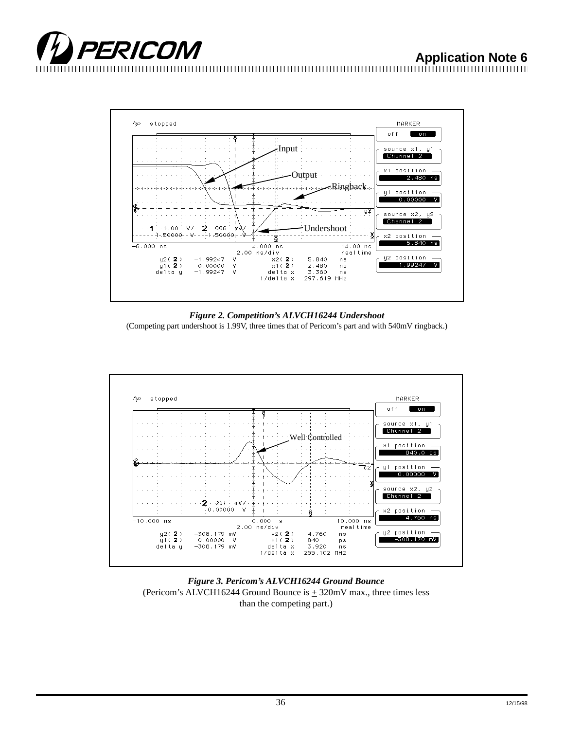Figure 2. Competition's ALVCH16244 Undershoot

(Competing part undershoot is 1.99V, three times that of Pericom's part and with 540mV ringback.)

Figure 3. Pericom's ALVCH16244 Ground Bounce

(Pericom's ALVCH16244 Ground Bounce is ± 320mV max., three times less than the competing part.)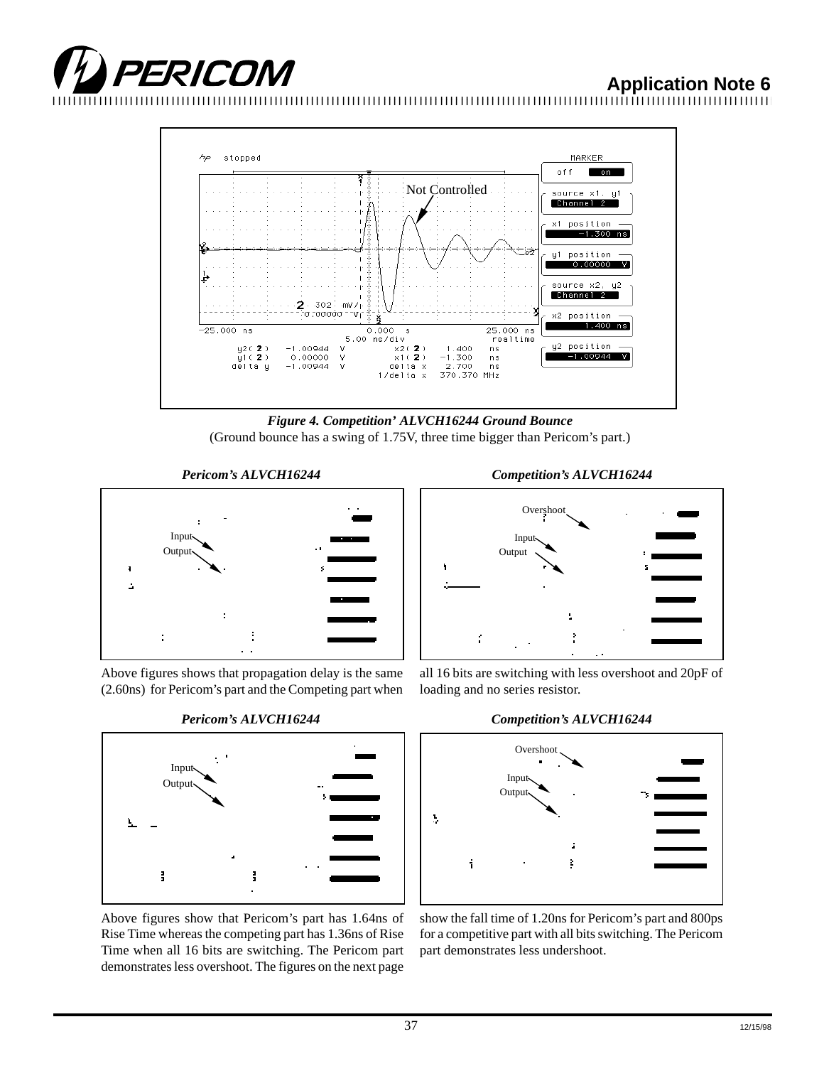*Figure 4. Competition' ALVCH16244 Ground Bounce*
(Ground bounce has a swing of 1.75V, three time bigger than Pericom's part.)

*Pericom's ALVCH16244*

*Competition's ALVCH16244*

Above figures shows that propagation delay is the same (2.60ns) for Pericom's part and the Competing part when all 16 bits are switching with less overshoot and 20pF of loading and no series resistor.

*Pericom's ALVCH16244*

*Competition's ALVCH16244*

Above figures show that Pericom's part has 1.64ns of Rise Time whereas the competing part has 1.36ns of Rise Time when all 16 bits are switching. The Pericom part demonstrates less overshoot. The figures on the next page show the fall time of 1.20ns for Pericom's part and 800ps for a competitive part with all bits switching. The Pericom part demonstrates less undershoot.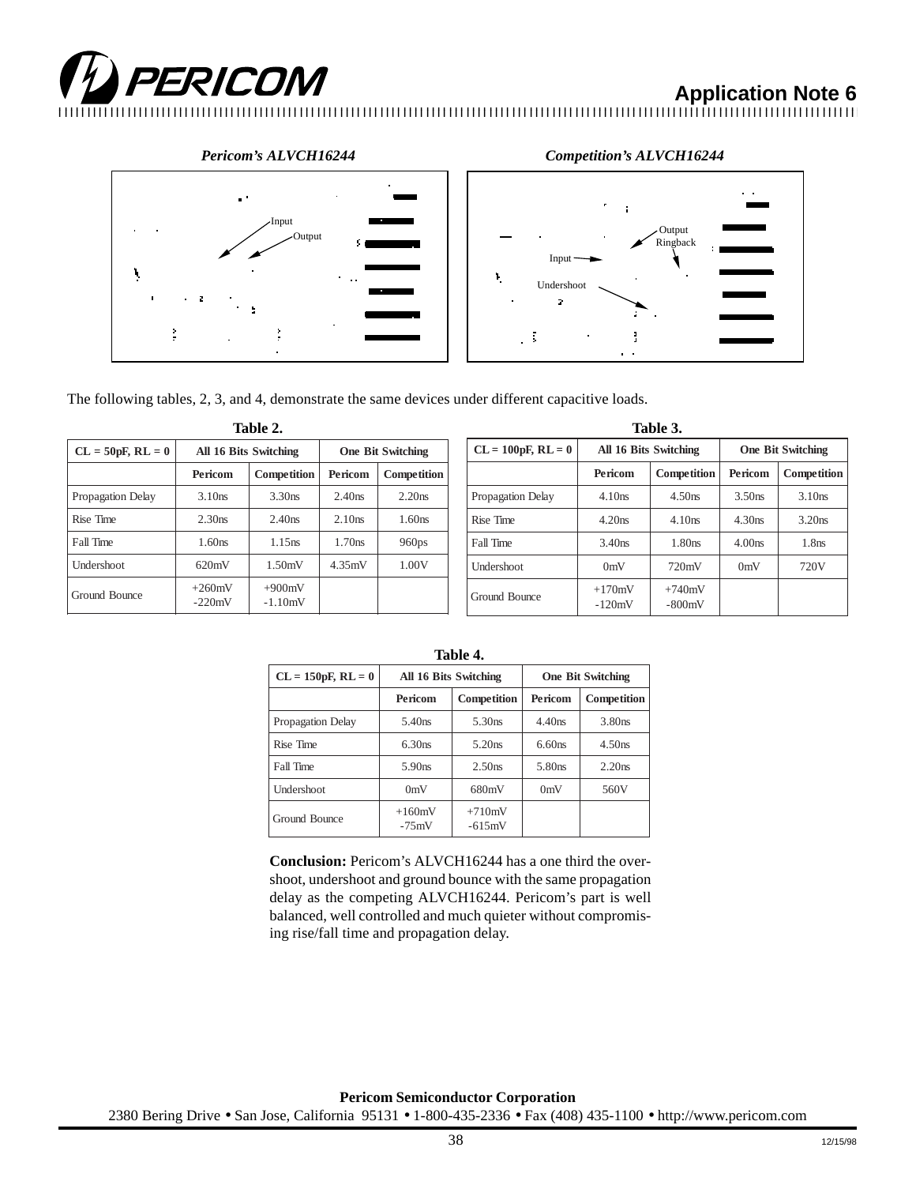*Pericom's ALVCH16244*

Input

Output

*Competition's ALVCH16244*

Output Ringback

Input

Undershoot

The following tables, 2, 3, and 4, demonstrate the same devices under different capacitive loads.

**Table 2.**

| CL = 50pF, RL = 0 | All 16 Bits Switching | | One Bit Switching | |
|---|---|---|---|---|
| | **Pericom** | **Competition** | **Pericom** | **Competition** |
| Propagation Delay | 3.10ns | 3.30ns | 2.40ns | 2.20ns |
| Rise Time | 2.30ns | 2.40ns | 2.10ns | 1.60ns |
| Fall Time | 1.60ns | 1.15ns | 1.70ns | 960ps |
| Undershoot | 620mV | 1.50mV | 4.35mV | 1.00V |
| Ground Bounce | +260mV -220mV | +900mV -1.10mV | | |

**Table 3.**

| CL = 100pF, RL = 0 | All 16 Bits Switching | | One Bit Switching | |
|---|---|---|---|---|
| | **Pericom** | **Competition** | **Pericom** | **Competition** |
| Propagation Delay | 4.10ns | 4.50ns | 3.50ns | 3.10ns |
| Rise Time | 4.20ns | 4.10ns | 4.30ns | 3.20ns |
| Fall Time | 3.40ns | 1.80ns | 4.00ns | 1.8ns |
| Undershoot | 0mV | 720mV | 0mV | 720V |
| Ground Bounce | +170mV -120mV | +740mV -800mV | | |

**Table 4.**

| CL = 150pF, RL = 0 | All 16 Bits Switching | | One Bit Switching | |
|---|---|---|---|---|
| | **Pericom** | **Competition** | **Pericom** | **Competition** |
| Propagation Delay | 5.40ns | 5.30ns | 4.40ns | 3.80ns |
| Rise Time | 6.30ns | 5.20ns | 6.60ns | 4.50ns |
| Fall Time | 5.90ns | 2.50ns | 5.80ns | 2.20ns |
| Undershoot | 0mV | 680mV | 0mV | 560V |
| Ground Bounce | +160mV -75mV | +710mV -615mV | | |

**Conclusion:** Pericom's ALVCH16244 has a one third the overshoot, undershoot and ground bounce with the same propagation delay as the competing ALVCH16244. Pericom's part is well balanced, well controlled and much quieter without compromising rise/fall time and propagation delay.

**Pericom Semiconductor Corporation**

2380 Bering Drive • San Jose, California 95131 • 1-800-435-2336 • Fax (408) 435-1100 • http://www.pericom.com